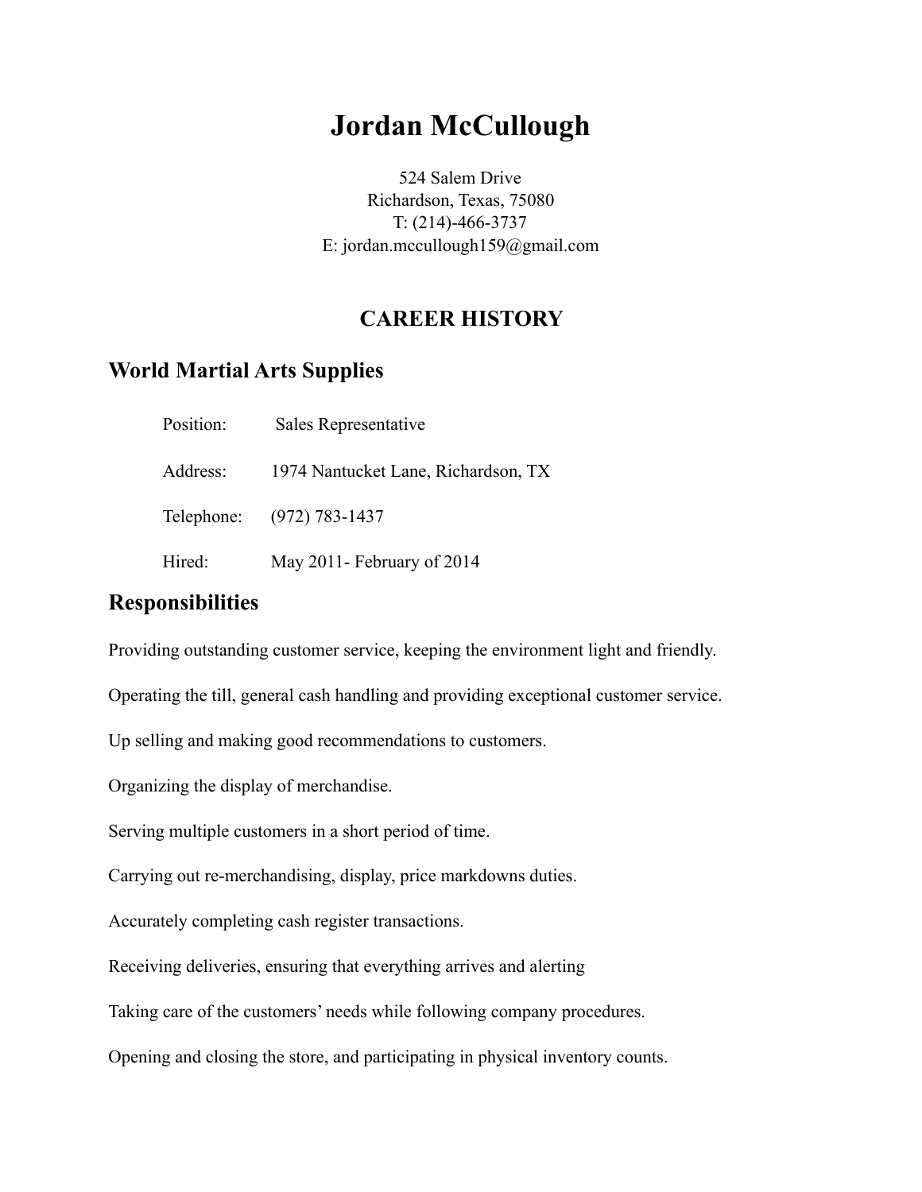# Jordan McCullough

524 Salem Drive
Richardson, Texas, 75080
T: (214)-466-3737
E: jordan.mccullough159@gmail.com

## CAREER HISTORY

### World Martial Arts Supplies

Position: Sales Representative

Address: 1974 Nantucket Lane, Richardson, TX

Telephone: (972) 783-1437

Hired: May 2011- February of 2014

### Responsibilities

Providing outstanding customer service, keeping the environment light and friendly.

Operating the till, general cash handling and providing exceptional customer service.

Up selling and making good recommendations to customers.

Organizing the display of merchandise.

Serving multiple customers in a short period of time.

Carrying out re-merchandising, display, price markdowns duties.

Accurately completing cash register transactions.

Receiving deliveries, ensuring that everything arrives and alerting

Taking care of the customers' needs while following company procedures.

Opening and closing the store, and participating in physical inventory counts.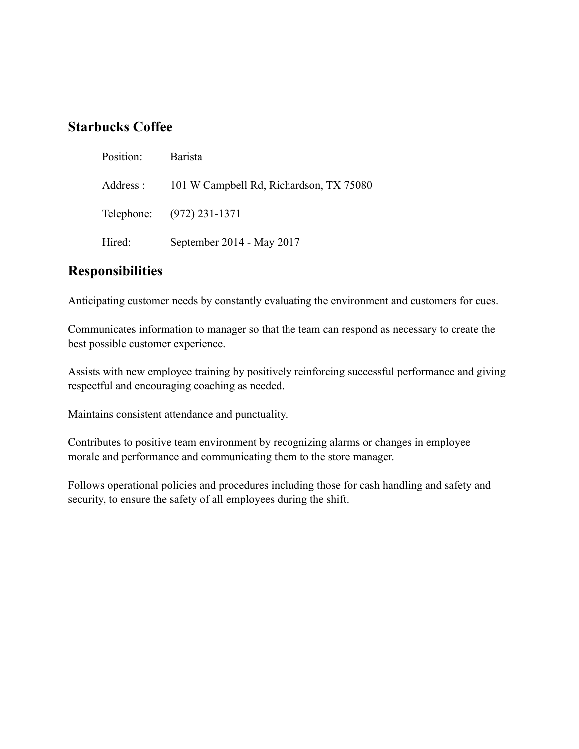## Starbucks Coffee

| | |
|---|---|
| Position: | Barista |
| Address : | 101 W Campbell Rd, Richardson, TX 75080 |
| Telephone: | (972) 231-1371 |
| Hired: | September 2014 - May 2017 |

## Responsibilities

Anticipating customer needs by constantly evaluating the environment and customers for cues.

Communicates information to manager so that the team can respond as necessary to create the best possible customer experience.

Assists with new employee training by positively reinforcing successful performance and giving respectful and encouraging coaching as needed.

Maintains consistent attendance and punctuality.

Contributes to positive team environment by recognizing alarms or changes in employee morale and performance and communicating them to the store manager.

Follows operational policies and procedures including those for cash handling and safety and security, to ensure the safety of all employees during the shift.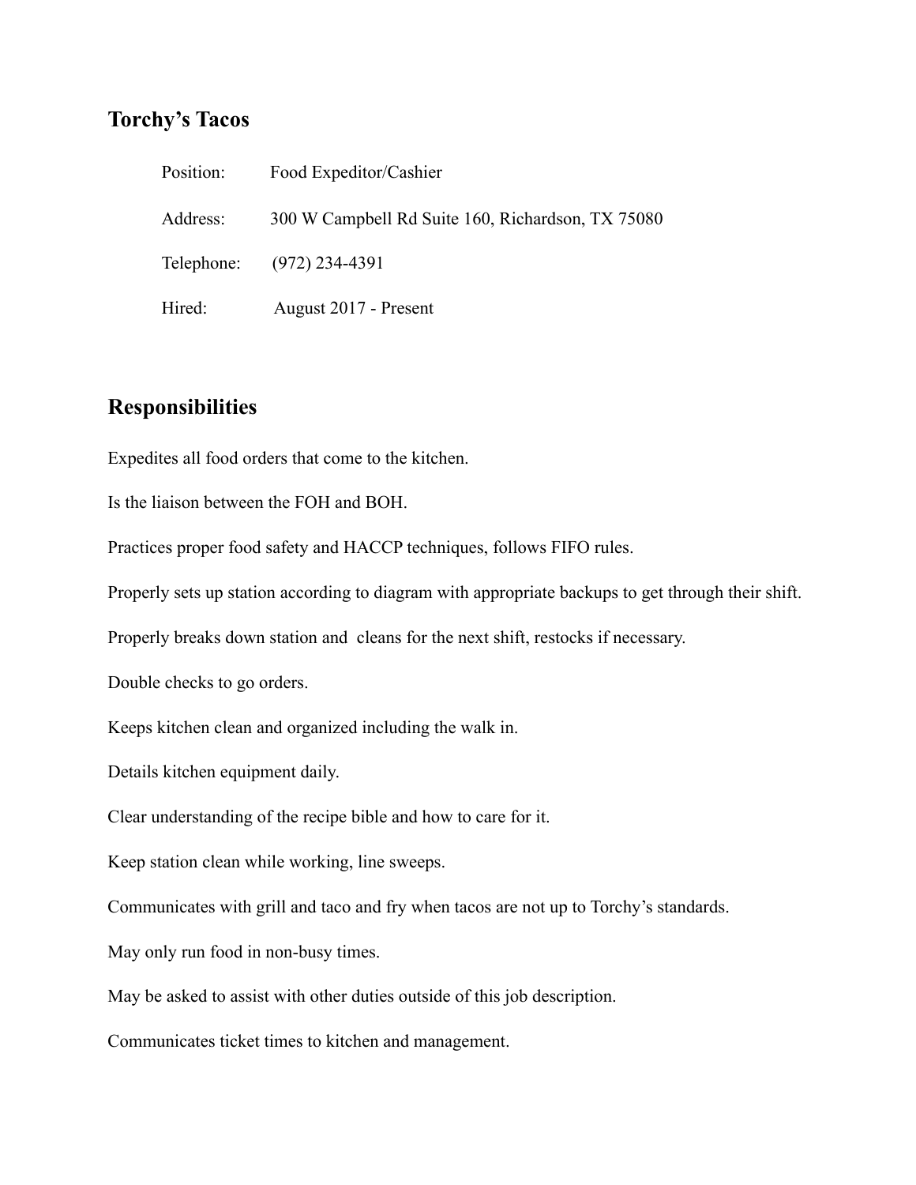## Torchy's Tacos

| | |
|---|---|
| Position: | Food Expeditor/Cashier |
| Address: | 300 W Campbell Rd Suite 160, Richardson, TX 75080 |
| Telephone: | (972) 234-4391 |
| Hired: | August 2017 - Present |

## Responsibilities

Expedites all food orders that come to the kitchen.

Is the liaison between the FOH and BOH.

Practices proper food safety and HACCP techniques, follows FIFO rules.

Properly sets up station according to diagram with appropriate backups to get through their shift.

Properly breaks down station and cleans for the next shift, restocks if necessary.

Double checks to go orders.

Keeps kitchen clean and organized including the walk in.

Details kitchen equipment daily.

Clear understanding of the recipe bible and how to care for it.

Keep station clean while working, line sweeps.

Communicates with grill and taco and fry when tacos are not up to Torchy's standards.

May only run food in non-busy times.

May be asked to assist with other duties outside of this job description.

Communicates ticket times to kitchen and management.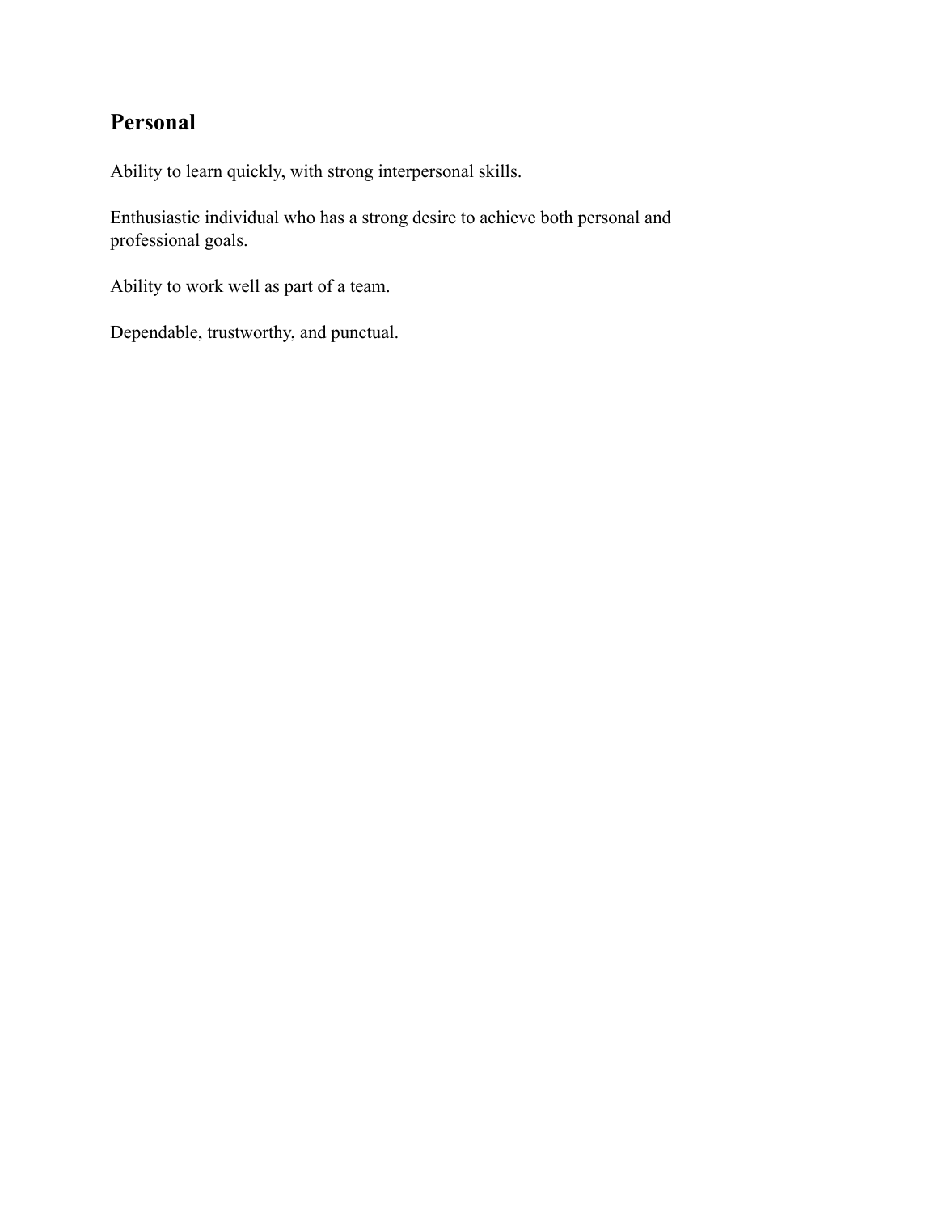## Personal

Ability to learn quickly, with strong interpersonal skills.

Enthusiastic individual who has a strong desire to achieve both personal and professional goals.

Ability to work well as part of a team.

Dependable, trustworthy, and punctual.